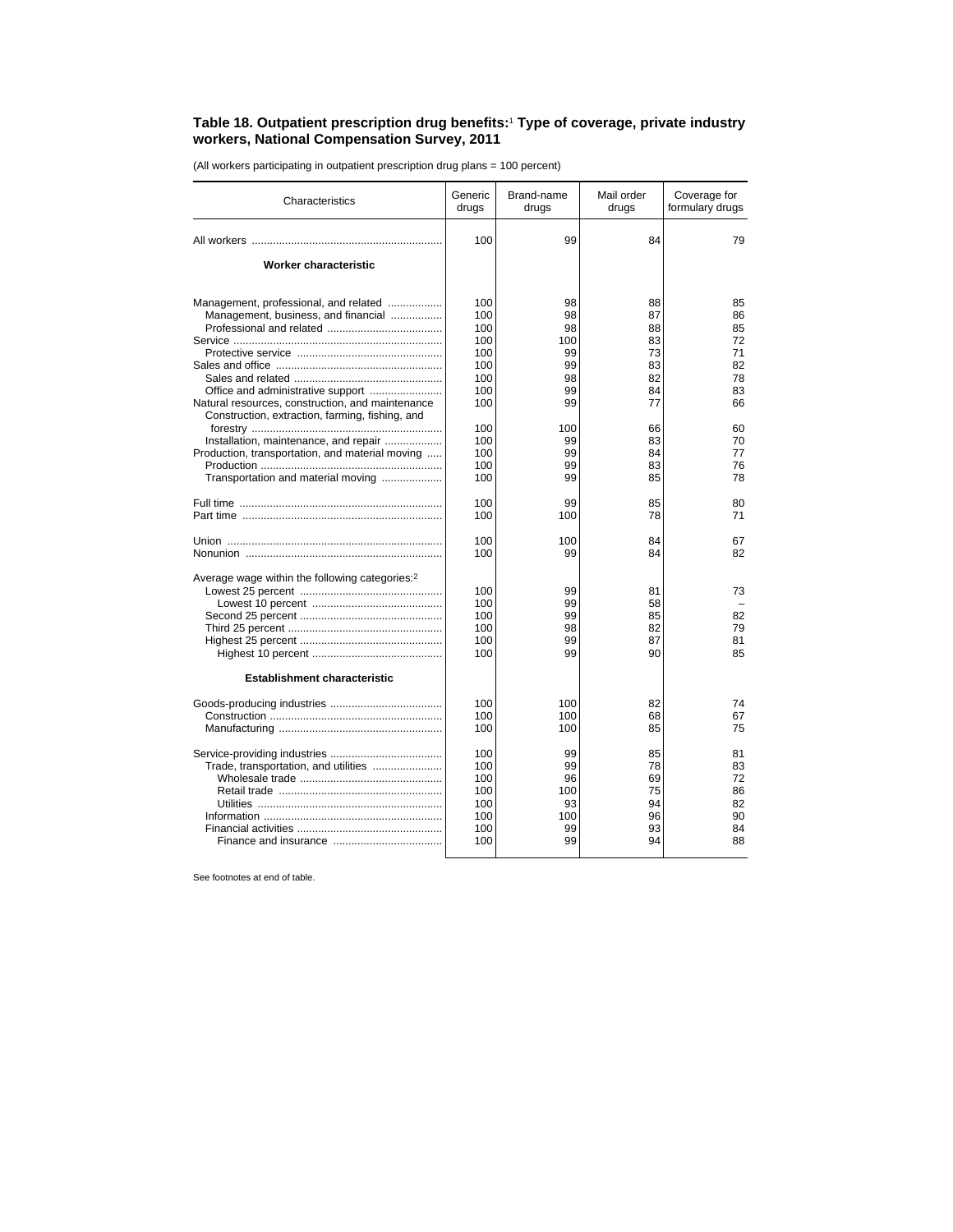**Table 18. Outpatient prescription drug benefits:**[1] **Type of coverage, private industry workers, National Compensation Survey, 2011**

(All workers participating in outpatient prescription drug plans = 100 percent)

| Characteristics | Generic drugs | Brand-name drugs | Mail order drugs | Coverage for formulary drugs |
|---|---|---|---|---|
| All workers | 100 | 99 | 84 | 79 |
| **Worker characteristic** | | | | |
| Management, professional, and related | 100 | 98 | 88 | 85 |
| Management, business, and financial | 100 | 98 | 87 | 86 |
| Professional and related | 100 | 98 | 88 | 85 |
| Service | 100 | 100 | 83 | 72 |
| Protective service | 100 | 99 | 73 | 71 |
| Sales and office | 100 | 99 | 83 | 82 |
| Sales and related | 100 | 98 | 82 | 78 |
| Office and administrative support | 100 | 99 | 84 | 83 |
| Natural resources, construction, and maintenance | 100 | 99 | 77 | 66 |
| Construction, extraction, farming, fishing, and forestry | 100 | 100 | 66 | 60 |
| Installation, maintenance, and repair | 100 | 99 | 83 | 70 |
| Production, transportation, and material moving | 100 | 99 | 84 | 77 |
| Production | 100 | 99 | 83 | 76 |
| Transportation and material moving | 100 | 99 | 85 | 78 |
| Full time | 100 | 99 | 85 | 80 |
| Part time | 100 | 100 | 78 | 71 |
| Union | 100 | 100 | 84 | 67 |
| Nonunion | 100 | 99 | 84 | 82 |
| Average wage within the following categories:[2] | | | | |
| Lowest 25 percent | 100 | 99 | 81 | 73 |
| Lowest 10 percent | 100 | 99 | 58 | – |
| Second 25 percent | 100 | 99 | 85 | 82 |
| Third 25 percent | 100 | 98 | 82 | 79 |
| Highest 25 percent | 100 | 99 | 87 | 81 |
| Highest 10 percent | 100 | 99 | 90 | 85 |
| **Establishment characteristic** | | | | |
| Goods-producing industries | 100 | 100 | 82 | 74 |
| Construction | 100 | 100 | 68 | 67 |
| Manufacturing | 100 | 100 | 85 | 75 |
| Service-providing industries | 100 | 99 | 85 | 81 |
| Trade, transportation, and utilities | 100 | 99 | 78 | 83 |
| Wholesale trade | 100 | 96 | 69 | 72 |
| Retail trade | 100 | 100 | 75 | 86 |
| Utilities | 100 | 93 | 94 | 82 |
| Information | 100 | 100 | 96 | 90 |
| Financial activities | 100 | 99 | 93 | 84 |
| Finance and insurance | 100 | 99 | 94 | 88 |

See footnotes at end of table.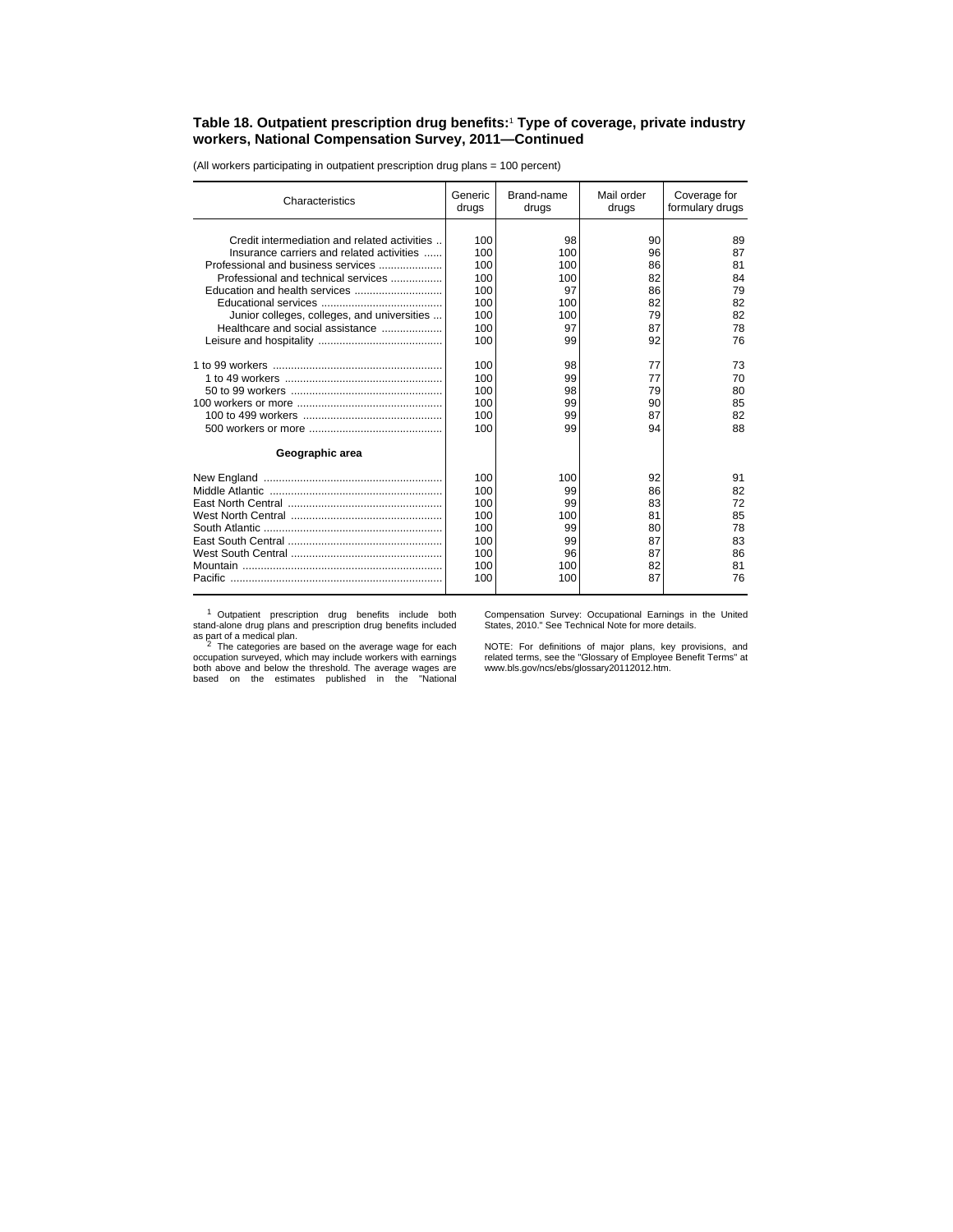### Table 18. Outpatient prescription drug benefits:[1] Type of coverage, private industry workers, National Compensation Survey, 2011—Continued

(All workers participating in outpatient prescription drug plans = 100 percent)

| Characteristics | Generic drugs | Brand-name drugs | Mail order drugs | Coverage for formulary drugs |
|---|---|---|---|---|
| Credit intermediation and related activities | 100 | 98 | 90 | 89 |
| Insurance carriers and related activities | 100 | 100 | 96 | 87 |
| Professional and business services | 100 | 100 | 86 | 81 |
| Professional and technical services | 100 | 100 | 82 | 84 |
| Education and health services | 100 | 97 | 86 | 79 |
| Educational services | 100 | 100 | 82 | 82 |
| Junior colleges, colleges, and universities | 100 | 100 | 79 | 82 |
| Healthcare and social assistance | 100 | 97 | 87 | 78 |
| Leisure and hospitality | 100 | 99 | 92 | 76 |
| 1 to 99 workers | 100 | 98 | 77 | 73 |
| 1 to 49 workers | 100 | 99 | 77 | 70 |
| 50 to 99 workers | 100 | 98 | 79 | 80 |
| 100 workers or more | 100 | 99 | 90 | 85 |
| 100 to 499 workers | 100 | 99 | 87 | 82 |
| 500 workers or more | 100 | 99 | 94 | 88 |
| **Geographic area** | | | | |
| New England | 100 | 100 | 92 | 91 |
| Middle Atlantic | 100 | 99 | 86 | 82 |
| East North Central | 100 | 99 | 83 | 72 |
| West North Central | 100 | 100 | 81 | 85 |
| South Atlantic | 100 | 99 | 80 | 78 |
| East South Central | 100 | 99 | 87 | 83 |
| West South Central | 100 | 96 | 87 | 86 |
| Mountain | 100 | 100 | 82 | 81 |
| Pacific | 100 | 100 | 87 | 76 |

[1] Outpatient prescription drug benefits include both stand-alone drug plans and prescription drug benefits included as part of a medical plan.

[2] The categories are based on the average wage for each occupation surveyed, which may include workers with earnings both above and below the threshold. The average wages are based on the estimates published in the "National Compensation Survey: Occupational Earnings in the United States, 2010." See Technical Note for more details.

NOTE: For definitions of major plans, key provisions, and related terms, see the "Glossary of Employee Benefit Terms" at www.bls.gov/ncs/ebs/glossary20112012.htm.